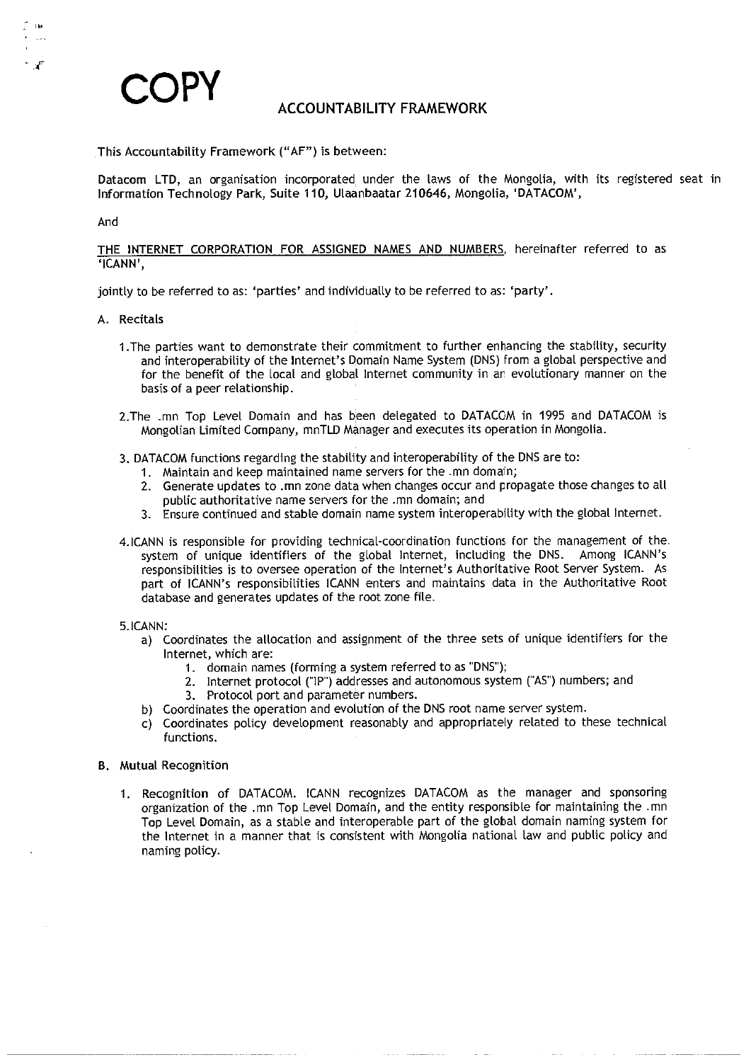# COPY

## ACCOUNTABILITY FRAMEWORK

This Accountability Framework ("AF") is between:

**Datacom** LTD, an organisation incorporated under the laws of the Mongolia, with its registered seat in Information Technology Park, Suite 110, Ulaanbaatar 210646, Mongolia, 'DATACOM',

And

THE INTERNET CORPORATION FOR ASSIGNED NAMES AND NUMBERS, hereinafter referred to as 'ICANN',

jointly to be referred to as: 'parties' and individually to be referred to as: 'party'.

A. Recitals

1. The parties want to demonstrate their commitment to further enhancing the stability, security and interoperability of the Internet's Domain Name System (DNS) from a global perspective and for the benefit of the local and global Internet community in an evolutionary manner on the basis of a peer relationship.

2. The .mn Top Level Domain and has been delegated to DATACOM in 1995 and DATACOM is Mongolian Limited Company, mnTLD Manager and executes its operation in Mongolia.

3. DATACOM functions regarding the stability and interoperability of the DNS are to:
   1. Maintain and keep maintained name servers for the .mn domain;
   2. Generate updates to .mn zone data when changes occur and propagate those changes to all public authoritative name servers for the .mn domain; and
   3. Ensure continued and stable domain name system interoperability with the global Internet.

4. ICANN is responsible for providing technical-coordination functions for the management of the system of unique identifiers of the global Internet, including the DNS. Among ICANN's responsibilities is to oversee operation of the Internet's Authoritative Root Server System. As part of ICANN's responsibilities ICANN enters and maintains data in the Authoritative Root database and generates updates of the root zone file.

5. ICANN:
   a) Coordinates the allocation and assignment of the three sets of unique identifiers for the Internet, which are:
      1. domain names (forming a system referred to as "DNS");
      2. Internet protocol ("IP") addresses and autonomous system ("AS") numbers; and
      3. Protocol port and parameter numbers.
   b) Coordinates the operation and evolution of the DNS root name server system.
   c) Coordinates policy development reasonably and appropriately related to these technical functions.

B. Mutual Recognition

1. **Recognition of DATACOM.** ICANN recognizes DATACOM as the manager and sponsoring organization of the .mn Top Level Domain, and the entity responsible for maintaining the .mn Top Level Domain, as a stable and interoperable part of the global domain naming system for the Internet in a manner that is consistent with Mongolia national law and public policy and naming policy.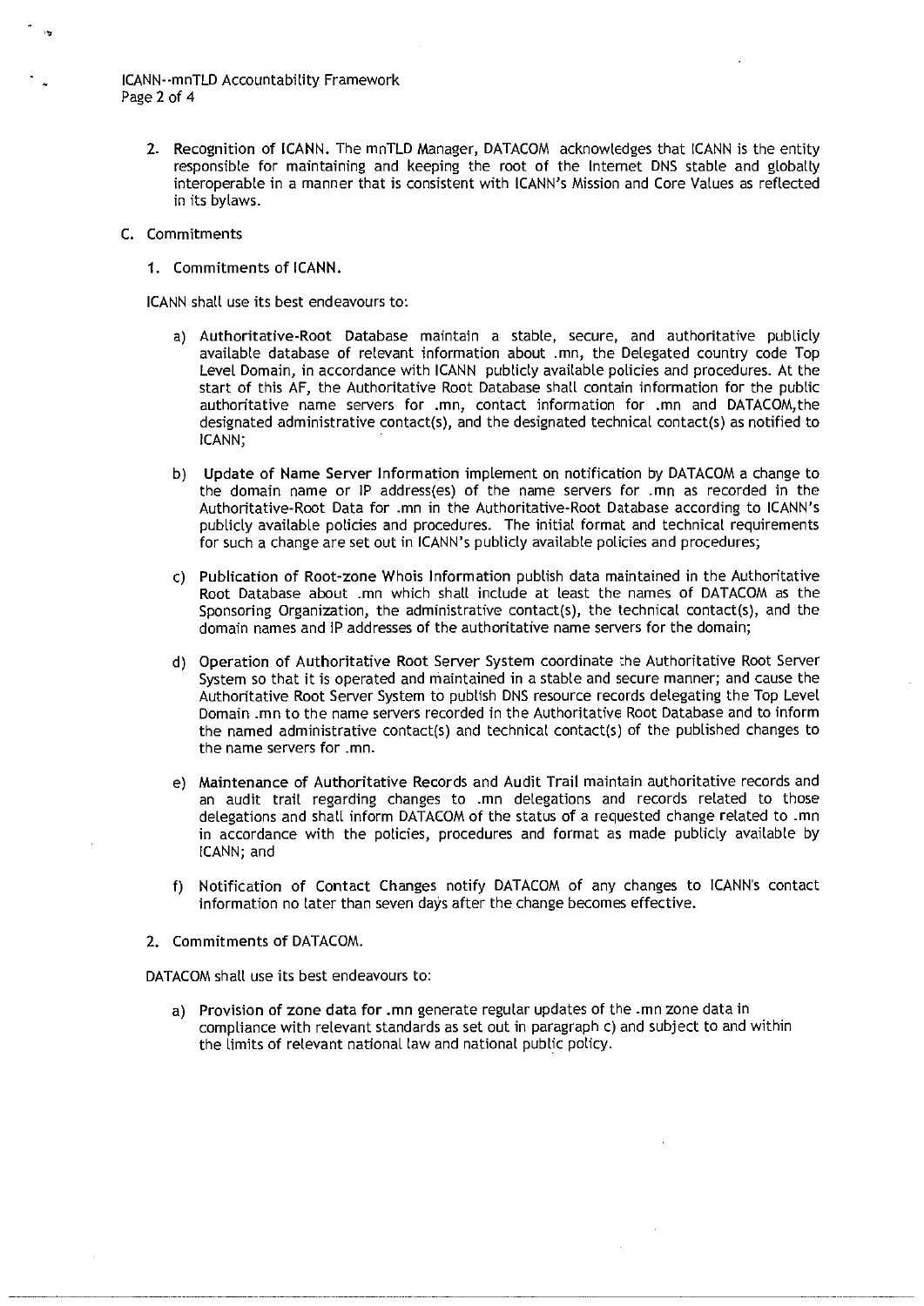2. Recognition of ICANN. The mnTLD Manager, DATACOM acknowledges that ICANN is the entity responsible for maintaining and keeping the root of the Internet DNS stable and globally interoperable in a manner that is consistent with ICANN's Mission and Core Values as reflected in its bylaws.

C. Commitments

1. Commitments of ICANN.

ICANN shall use its best endeavours to:

a) Authoritative-Root Database maintain a stable, secure, and authoritative publicly available database of relevant information about .mn, the Delegated country code Top Level Domain, in accordance with ICANN publicly available policies and procedures. At the start of this AF, the Authoritative Root Database shall contain information for the public authoritative name servers for .mn, contact information for .mn and DATACOM,the designated administrative contact(s), and the designated technical contact(s) as notified to ICANN;

b) Update of Name Server Information implement on notification by DATACOM a change to the domain name or IP address(es) of the name servers for .mn as recorded in the Authoritative-Root Data for .mn in the Authoritative-Root Database according to ICANN's publicly available policies and procedures. The initial format and technical requirements for such a change are set out in ICANN's publicly available policies and procedures;

c) Publication of Root-zone Whois Information publish data maintained in the Authoritative Root Database about .mn which shall include at least the names of DATACOM as the Sponsoring Organization, the administrative contact(s), the technical contact(s), and the domain names and IP addresses of the authoritative name servers for the domain;

d) Operation of Authoritative Root Server System coordinate the Authoritative Root Server System so that it is operated and maintained in a stable and secure manner; and cause the Authoritative Root Server System to publish DNS resource records delegating the Top Level Domain .mn to the name servers recorded in the Authoritative Root Database and to inform the named administrative contact(s) and technical contact(s) of the published changes to the name servers for .mn.

e) Maintenance of Authoritative Records and Audit Trail maintain authoritative records and an audit trail regarding changes to .mn delegations and records related to those delegations and shall inform DATACOM of the status of a requested change related to .mn in accordance with the policies, procedures and format as made publicly available by ICANN; and

f) Notification of Contact Changes notify DATACOM of any changes to ICANN's contact information no later than seven days after the change becomes effective.

2. Commitments of DATACOM.

DATACOM shall use its best endeavours to:

a) Provision of zone data for .mn generate regular updates of the .mn zone data in compliance with relevant standards as set out in paragraph c) and subject to and within the limits of relevant national law and national public policy.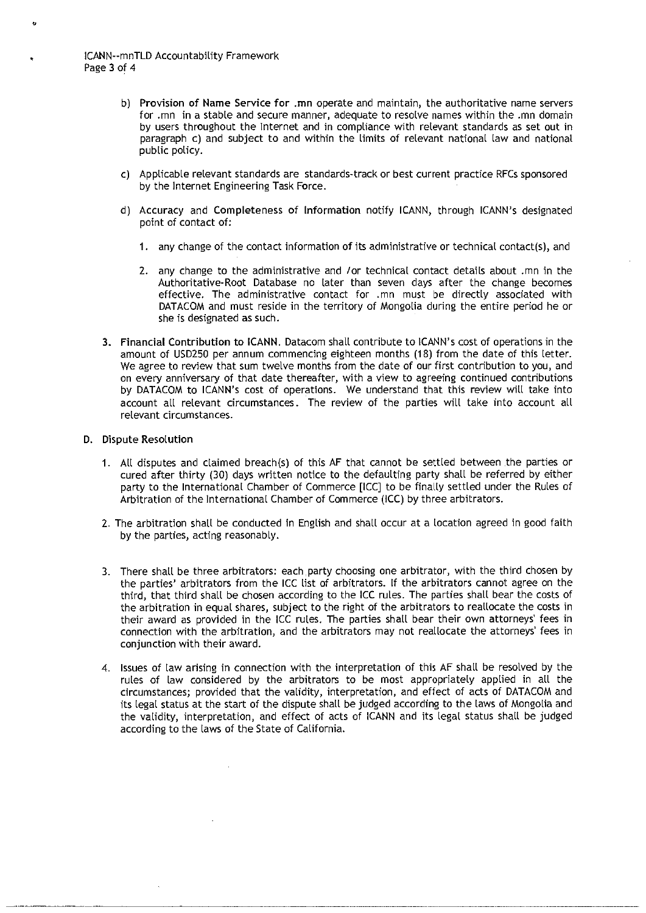b) **Provision of Name Service for .mn** operate and maintain, the authoritative name servers for .mn in a stable and secure manner, adequate to resolve names within the .mn domain by users throughout the Internet and in compliance with relevant standards as set out in paragraph c) and subject to and within the limits of relevant national law and national public policy.

c) Applicable relevant standards are standards-track or best current practice RFCs sponsored by the Internet Engineering Task Force.

d) **Accuracy and Completeness of Information** notify ICANN, through ICANN's designated point of contact of:

1. any change of the contact information of its administrative or technical contact(s), and

2. any change to the administrative and /or technical contact details about .mn in the Authoritative-Root Database no later than seven days after the change becomes effective. The administrative contact for .mn must be directly associated with DATACOM and must reside in the territory of Mongolia during the entire period he or she is designated as such.

3. **Financial Contribution to ICANN.** Datacom shall contribute to ICANN's cost of operations in the amount of USD250 per annum commencing eighteen months (18) from the date of this letter. We agree to review that sum twelve months from the date of our first contribution to you, and on every anniversary of that date thereafter, with a view to agreeing continued contributions by DATACOM to ICANN's cost of operations. We understand that this review will take into account all relevant circumstances. The review of the parties will take into account all relevant circumstances.

**D. Dispute Resolution**

1. All disputes and claimed breach(s) of this AF that cannot be settled between the parties or cured after thirty (30) days written notice to the defaulting party shall be referred by either party to the International Chamber of Commerce [ICC] to be finally settled under the Rules of Arbitration of the International Chamber of Commerce (ICC) by three arbitrators.

2. The arbitration shall be conducted in English and shall occur at a location agreed in good faith by the parties, acting reasonably.

3. There shall be three arbitrators: each party choosing one arbitrator, with the third chosen by the parties' arbitrators from the ICC list of arbitrators. If the arbitrators cannot agree on the third, that third shall be chosen according to the ICC rules. The parties shall bear the costs of the arbitration in equal shares, subject to the right of the arbitrators to reallocate the costs in their award as provided in the ICC rules. The parties shall bear their own attorneys' fees in connection with the arbitration, and the arbitrators may not reallocate the attorneys' fees in conjunction with their award.

4. Issues of law arising in connection with the interpretation of this AF shall be resolved by the rules of law considered by the arbitrators to be most appropriately applied in all the circumstances; provided that the validity, interpretation, and effect of acts of DATACOM and its legal status at the start of the dispute shall be judged according to the laws of Mongolia and the validity, interpretation, and effect of acts of ICANN and its legal status shall be judged according to the laws of the State of California.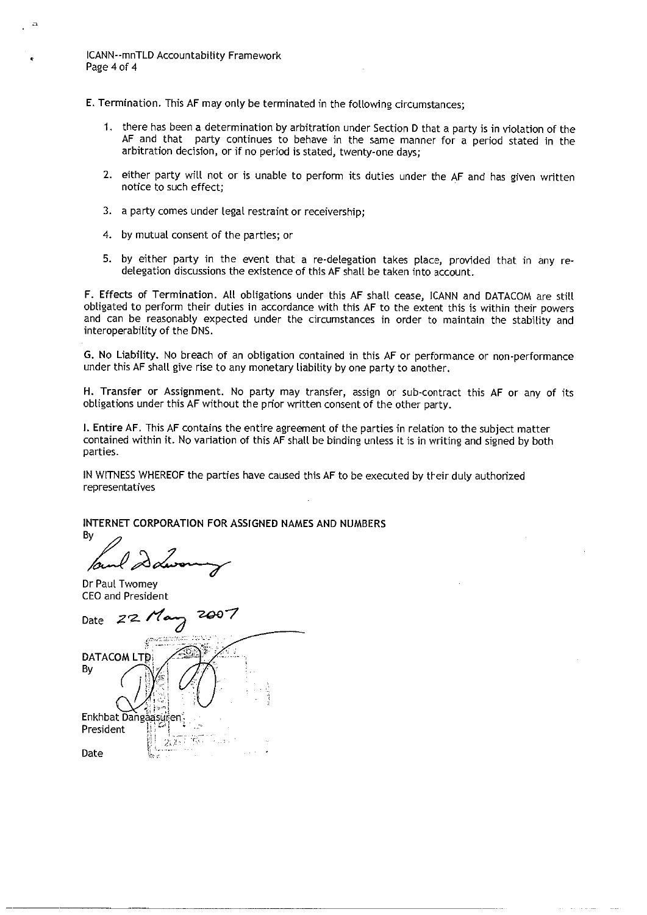**E. Termination.** This AF may only be terminated in the following circumstances;

1. there has been a determination by arbitration under Section D that a party is in violation of the AF and that party continues to behave in the same manner for a period stated in the arbitration decision, or if no period is stated, twenty-one days;
2. either party will not or is unable to perform its duties under the AF and has given written notice to such effect;
3. a party comes under legal restraint or receivership;
4. by mutual consent of the parties; or
5. by either party in the event that a re-delegation takes place, provided that in any re-delegation discussions the existence of this AF shall be taken into account.

**F. Effects of Termination.** All obligations under this AF shall cease, ICANN and DATACOM are still obligated to perform their duties in accordance with this AF to the extent this is within their powers and can be reasonably expected under the circumstances in order to maintain the stability and interoperability of the DNS.

**G. No Liability.** No breach of an obligation contained in this AF or performance or non-performance under this AF shall give rise to any monetary liability by one party to another.

**H. Transfer or Assignment.** No party may transfer, assign or sub-contract this AF or any of its obligations under this AF without the prior written consent of the other party.

**I. Entire AF.** This AF contains the entire agreement of the parties in relation to the subject matter contained within it. No variation of this AF shall be binding unless it is in writing and signed by both parties.

IN WITNESS WHEREOF the parties have caused this AF to be executed by their duly authorized representatives

INTERNET CORPORATION FOR ASSIGNED NAMES AND NUMBERS

By

Dr Paul Twomey
CEO and President

Date 22 May 2007

DATACOM LTD

By

Enkhbat Dangaasuren
President

Date